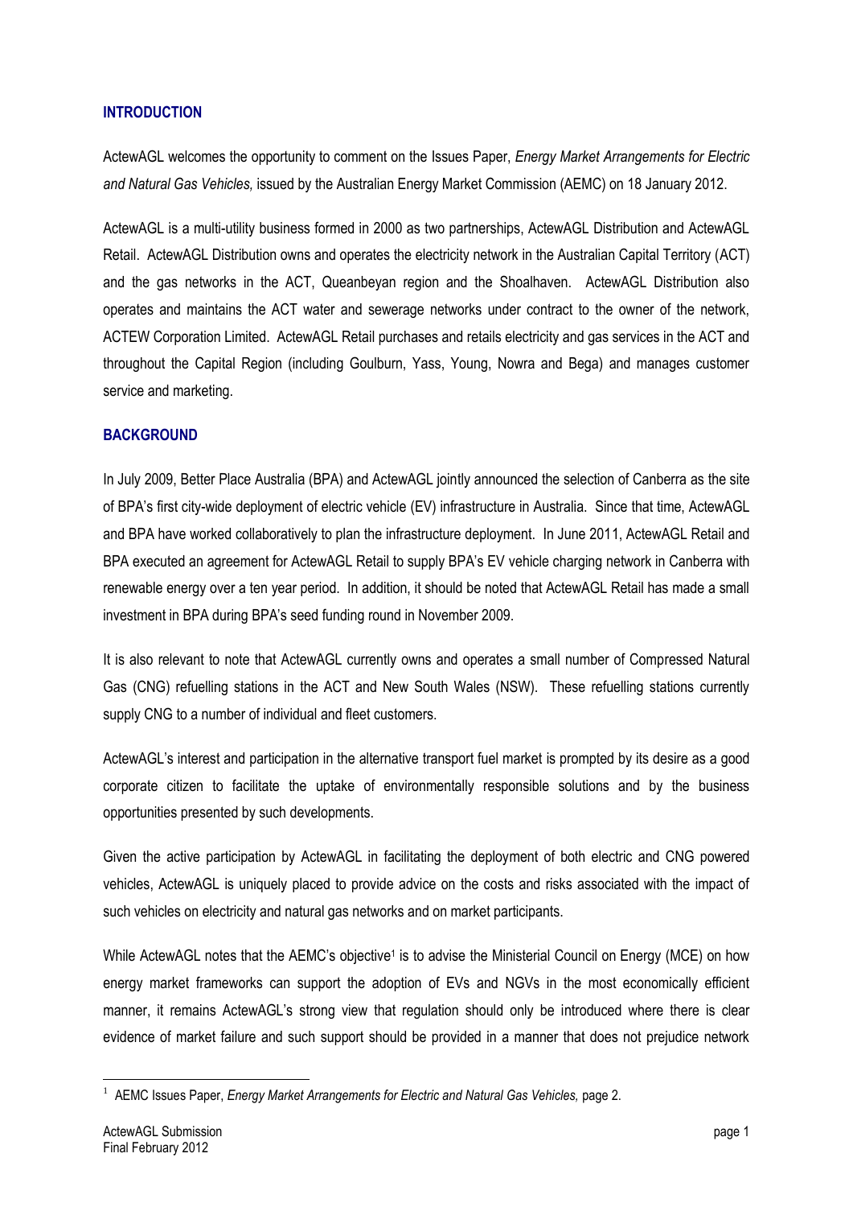## INTRODUCTION

ActewAGL welcomes the opportunity to comment on the Issues Paper, *Energy Market Arrangements for Electric and Natural Gas Vehicles,* issued by the Australian Energy Market Commission (AEMC) on 18 January 2012.

ActewAGL is a multi-utility business formed in 2000 as two partnerships, ActewAGL Distribution and ActewAGL Retail. ActewAGL Distribution owns and operates the electricity network in the Australian Capital Territory (ACT) and the gas networks in the ACT, Queanbeyan region and the Shoalhaven. ActewAGL Distribution also operates and maintains the ACT water and sewerage networks under contract to the owner of the network, ACTEW Corporation Limited. ActewAGL Retail purchases and retails electricity and gas services in the ACT and throughout the Capital Region (including Goulburn, Yass, Young, Nowra and Bega) and manages customer service and marketing.

## BACKGROUND

In July 2009, Better Place Australia (BPA) and ActewAGL jointly announced the selection of Canberra as the site of BPA's first city-wide deployment of electric vehicle (EV) infrastructure in Australia. Since that time, ActewAGL and BPA have worked collaboratively to plan the infrastructure deployment. In June 2011, ActewAGL Retail and BPA executed an agreement for ActewAGL Retail to supply BPA's EV vehicle charging network in Canberra with renewable energy over a ten year period. In addition, it should be noted that ActewAGL Retail has made a small investment in BPA during BPA's seed funding round in November 2009.

It is also relevant to note that ActewAGL currently owns and operates a small number of Compressed Natural Gas (CNG) refuelling stations in the ACT and New South Wales (NSW). These refuelling stations currently supply CNG to a number of individual and fleet customers.

ActewAGL's interest and participation in the alternative transport fuel market is prompted by its desire as a good corporate citizen to facilitate the uptake of environmentally responsible solutions and by the business opportunities presented by such developments.

Given the active participation by ActewAGL in facilitating the deployment of both electric and CNG powered vehicles, ActewAGL is uniquely placed to provide advice on the costs and risks associated with the impact of such vehicles on electricity and natural gas networks and on market participants.

While ActewAGL notes that the AEMC's objective[1] is to advise the Ministerial Council on Energy (MCE) on how energy market frameworks can support the adoption of EVs and NGVs in the most economically efficient manner, it remains ActewAGL's strong view that regulation should only be introduced where there is clear evidence of market failure and such support should be provided in a manner that does not prejudice network

[1] AEMC Issues Paper, *Energy Market Arrangements for Electric and Natural Gas Vehicles,* page 2.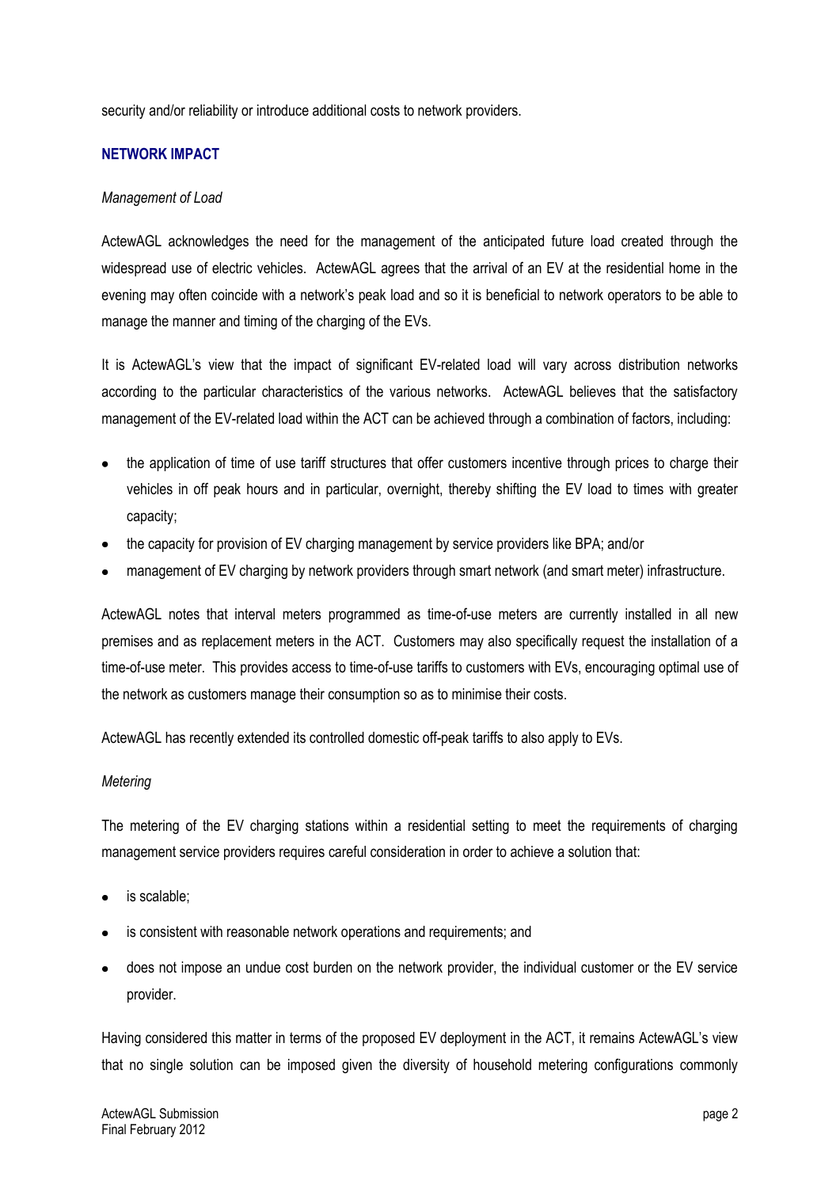security and/or reliability or introduce additional costs to network providers.

## NETWORK IMPACT

*Management of Load*

ActewAGL acknowledges the need for the management of the anticipated future load created through the widespread use of electric vehicles. ActewAGL agrees that the arrival of an EV at the residential home in the evening may often coincide with a network's peak load and so it is beneficial to network operators to be able to manage the manner and timing of the charging of the EVs.

It is ActewAGL's view that the impact of significant EV-related load will vary across distribution networks according to the particular characteristics of the various networks. ActewAGL believes that the satisfactory management of the EV-related load within the ACT can be achieved through a combination of factors, including:

- the application of time of use tariff structures that offer customers incentive through prices to charge their vehicles in off peak hours and in particular, overnight, thereby shifting the EV load to times with greater capacity;
- the capacity for provision of EV charging management by service providers like BPA; and/or
- management of EV charging by network providers through smart network (and smart meter) infrastructure.

ActewAGL notes that interval meters programmed as time-of-use meters are currently installed in all new premises and as replacement meters in the ACT. Customers may also specifically request the installation of a time-of-use meter. This provides access to time-of-use tariffs to customers with EVs, encouraging optimal use of the network as customers manage their consumption so as to minimise their costs.

ActewAGL has recently extended its controlled domestic off-peak tariffs to also apply to EVs.

*Metering*

The metering of the EV charging stations within a residential setting to meet the requirements of charging management service providers requires careful consideration in order to achieve a solution that:

- is scalable;
- is consistent with reasonable network operations and requirements; and
- does not impose an undue cost burden on the network provider, the individual customer or the EV service provider.

Having considered this matter in terms of the proposed EV deployment in the ACT, it remains ActewAGL's view that no single solution can be imposed given the diversity of household metering configurations commonly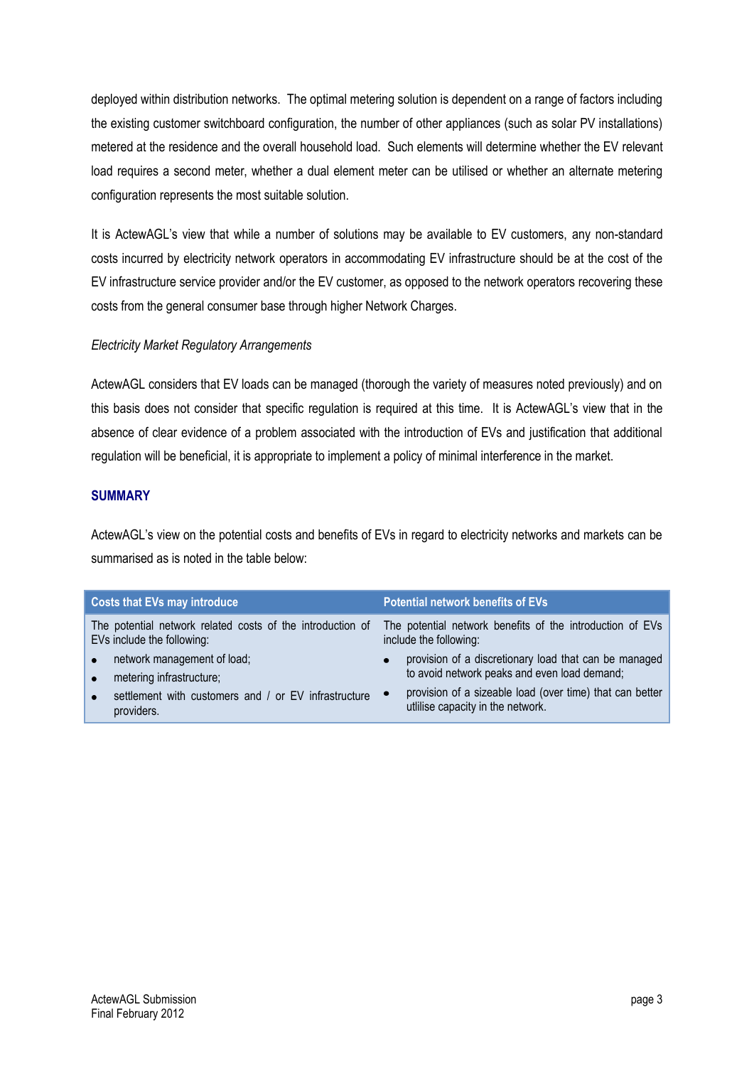deployed within distribution networks. The optimal metering solution is dependent on a range of factors including the existing customer switchboard configuration, the number of other appliances (such as solar PV installations) metered at the residence and the overall household load. Such elements will determine whether the EV relevant load requires a second meter, whether a dual element meter can be utilised or whether an alternate metering configuration represents the most suitable solution.

It is ActewAGL's view that while a number of solutions may be available to EV customers, any non-standard costs incurred by electricity network operators in accommodating EV infrastructure should be at the cost of the EV infrastructure service provider and/or the EV customer, as opposed to the network operators recovering these costs from the general consumer base through higher Network Charges.

*Electricity Market Regulatory Arrangements*

ActewAGL considers that EV loads can be managed (thorough the variety of measures noted previously) and on this basis does not consider that specific regulation is required at this time. It is ActewAGL's view that in the absence of clear evidence of a problem associated with the introduction of EVs and justification that additional regulation will be beneficial, it is appropriate to implement a policy of minimal interference in the market.

## SUMMARY

ActewAGL's view on the potential costs and benefits of EVs in regard to electricity networks and markets can be summarised as is noted in the table below:

| Costs that EVs may introduce | Potential network benefits of EVs |
|---|---|
| The potential network related costs of the introduction of EVs include the following:<br>• network management of load;<br>• metering infrastructure;<br>• settlement with customers and / or EV infrastructure providers. | The potential network benefits of the introduction of EVs include the following:<br>• provision of a discretionary load that can be managed to avoid network peaks and even load demand;<br>• provision of a sizeable load (over time) that can better utlilise capacity in the network. |